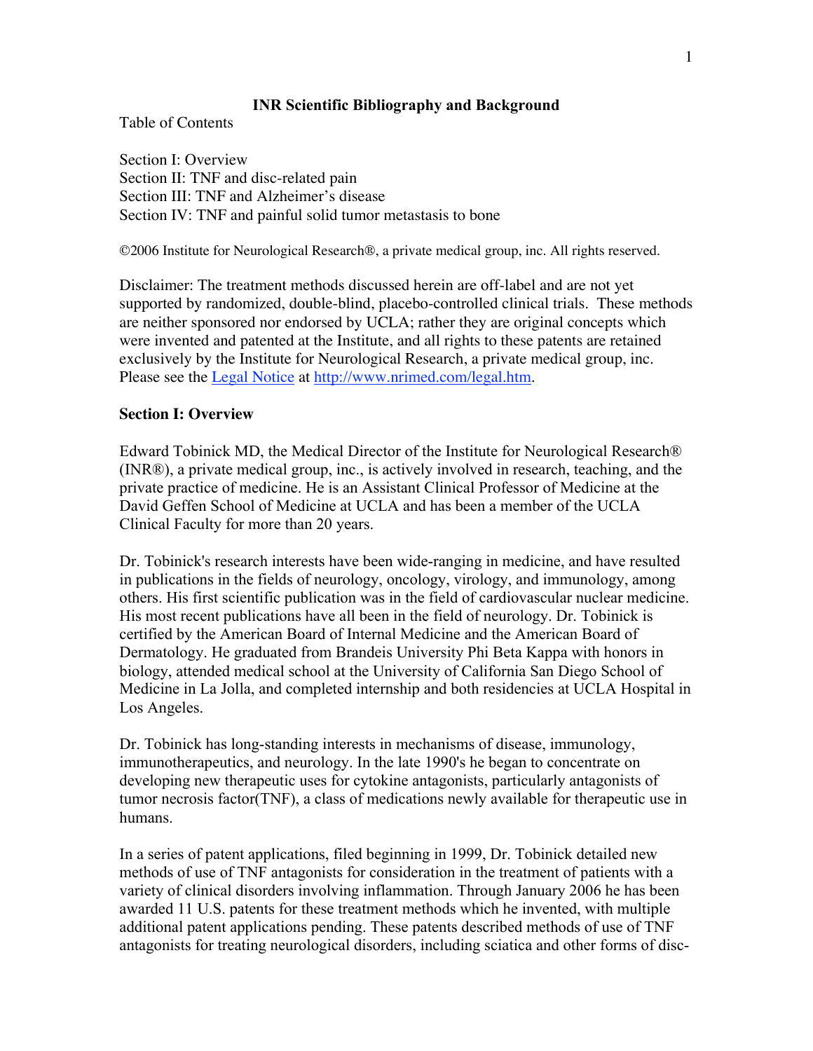# INR Scientific Bibliography and Background

Table of Contents

Section I: Overview
Section II: TNF and disc-related pain
Section III: TNF and Alzheimer's disease
Section IV: TNF and painful solid tumor metastasis to bone

©2006 Institute for Neurological Research®, a private medical group, inc. All rights reserved.

Disclaimer: The treatment methods discussed herein are off-label and are not yet supported by randomized, double-blind, placebo-controlled clinical trials. These methods are neither sponsored nor endorsed by UCLA; rather they are original concepts which were invented and patented at the Institute, and all rights to these patents are retained exclusively by the Institute for Neurological Research, a private medical group, inc. Please see the [Legal Notice](http://www.nrimed.com/legal.htm) at http://www.nrimed.com/legal.htm.

## Section I: Overview

Edward Tobinick MD, the Medical Director of the Institute for Neurological Research® (INR®), a private medical group, inc., is actively involved in research, teaching, and the private practice of medicine. He is an Assistant Clinical Professor of Medicine at the David Geffen School of Medicine at UCLA and has been a member of the UCLA Clinical Faculty for more than 20 years.

Dr. Tobinick's research interests have been wide-ranging in medicine, and have resulted in publications in the fields of neurology, oncology, virology, and immunology, among others. His first scientific publication was in the field of cardiovascular nuclear medicine. His most recent publications have all been in the field of neurology. Dr. Tobinick is certified by the American Board of Internal Medicine and the American Board of Dermatology. He graduated from Brandeis University Phi Beta Kappa with honors in biology, attended medical school at the University of California San Diego School of Medicine in La Jolla, and completed internship and both residencies at UCLA Hospital in Los Angeles.

Dr. Tobinick has long-standing interests in mechanisms of disease, immunology, immunotherapeutics, and neurology. In the late 1990's he began to concentrate on developing new therapeutic uses for cytokine antagonists, particularly antagonists of tumor necrosis factor(TNF), a class of medications newly available for therapeutic use in humans.

In a series of patent applications, filed beginning in 1999, Dr. Tobinick detailed new methods of use of TNF antagonists for consideration in the treatment of patients with a variety of clinical disorders involving inflammation. Through January 2006 he has been awarded 11 U.S. patents for these treatment methods which he invented, with multiple additional patent applications pending. These patents described methods of use of TNF antagonists for treating neurological disorders, including sciatica and other forms of disc-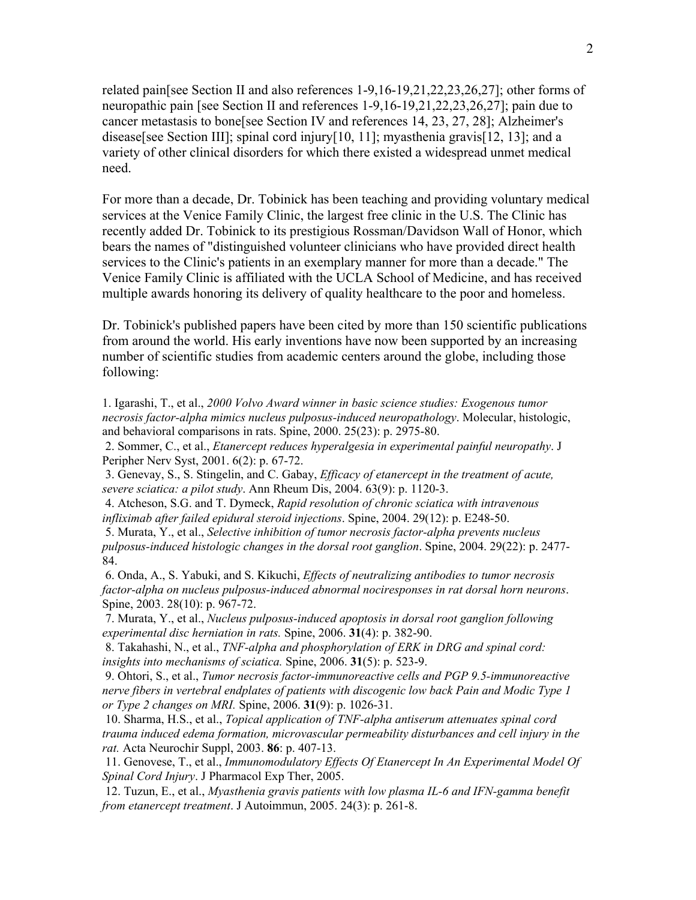related pain[see Section II and also references 1-9,16-19,21,22,23,26,27]; other forms of neuropathic pain [see Section II and references 1-9,16-19,21,22,23,26,27]; pain due to cancer metastasis to bone[see Section IV and references 14, 23, 27, 28]; Alzheimer's disease[see Section III]; spinal cord injury[10, 11]; myasthenia gravis[12, 13]; and a variety of other clinical disorders for which there existed a widespread unmet medical need.

For more than a decade, Dr. Tobinick has been teaching and providing voluntary medical services at the Venice Family Clinic, the largest free clinic in the U.S. The Clinic has recently added Dr. Tobinick to its prestigious Rossman/Davidson Wall of Honor, which bears the names of "distinguished volunteer clinicians who have provided direct health services to the Clinic's patients in an exemplary manner for more than a decade." The Venice Family Clinic is affiliated with the UCLA School of Medicine, and has received multiple awards honoring its delivery of quality healthcare to the poor and homeless.

Dr. Tobinick's published papers have been cited by more than 150 scientific publications from around the world. His early inventions have now been supported by an increasing number of scientific studies from academic centers around the globe, including those following:

1. Igarashi, T., et al., *2000 Volvo Award winner in basic science studies: Exogenous tumor necrosis factor-alpha mimics nucleus pulposus-induced neuropathology*. Molecular, histologic, and behavioral comparisons in rats. Spine, 2000. 25(23): p. 2975-80.
2. Sommer, C., et al., *Etanercept reduces hyperalgesia in experimental painful neuropathy*. J Peripher Nerv Syst, 2001. 6(2): p. 67-72.
3. Genevay, S., S. Stingelin, and C. Gabay, *Efficacy of etanercept in the treatment of acute, severe sciatica: a pilot study*. Ann Rheum Dis, 2004. 63(9): p. 1120-3.
4. Atcheson, S.G. and T. Dymeck, *Rapid resolution of chronic sciatica with intravenous infliximab after failed epidural steroid injections*. Spine, 2004. 29(12): p. E248-50.
5. Murata, Y., et al., *Selective inhibition of tumor necrosis factor-alpha prevents nucleus pulposus-induced histologic changes in the dorsal root ganglion*. Spine, 2004. 29(22): p. 2477-84.
6. Onda, A., S. Yabuki, and S. Kikuchi, *Effects of neutralizing antibodies to tumor necrosis factor-alpha on nucleus pulposus-induced abnormal nociresponses in rat dorsal horn neurons*. Spine, 2003. 28(10): p. 967-72.
7. Murata, Y., et al., *Nucleus pulposus-induced apoptosis in dorsal root ganglion following experimental disc herniation in rats.* Spine, 2006. **31**(4): p. 382-90.
8. Takahashi, N., et al., *TNF-alpha and phosphorylation of ERK in DRG and spinal cord: insights into mechanisms of sciatica.* Spine, 2006. **31**(5): p. 523-9.
9. Ohtori, S., et al., *Tumor necrosis factor-immunoreactive cells and PGP 9.5-immunoreactive nerve fibers in vertebral endplates of patients with discogenic low back Pain and Modic Type 1 or Type 2 changes on MRI.* Spine, 2006. **31**(9): p. 1026-31.
10. Sharma, H.S., et al., *Topical application of TNF-alpha antiserum attenuates spinal cord trauma induced edema formation, microvascular permeability disturbances and cell injury in the rat.* Acta Neurochir Suppl, 2003. **86**: p. 407-13.
11. Genovese, T., et al., *Immunomodulatory Effects Of Etanercept In An Experimental Model Of Spinal Cord Injury*. J Pharmacol Exp Ther, 2005.
12. Tuzun, E., et al., *Myasthenia gravis patients with low plasma IL-6 and IFN-gamma benefit from etanercept treatment*. J Autoimmun, 2005. 24(3): p. 261-8.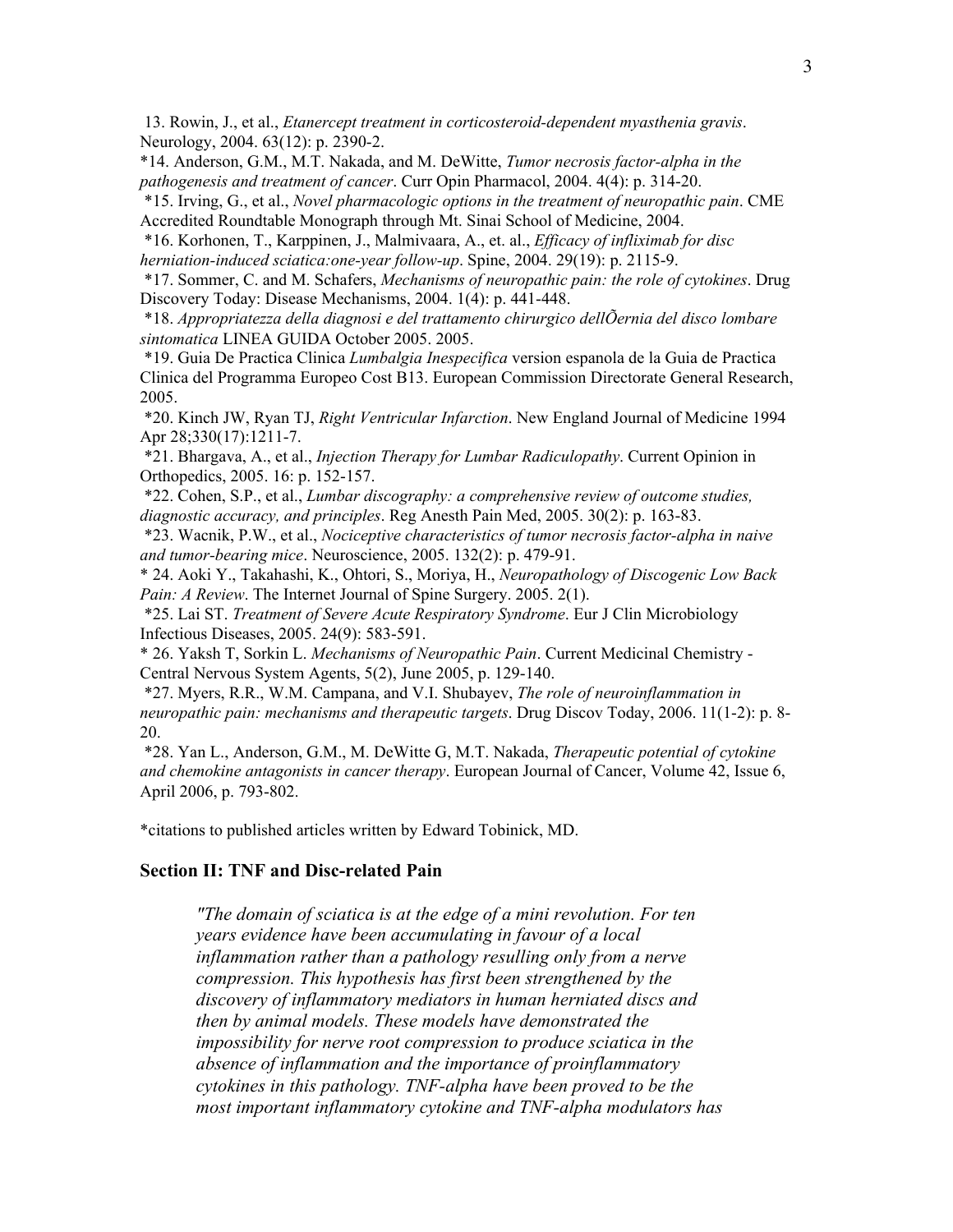13. Rowin, J., et al., *Etanercept treatment in corticosteroid-dependent myasthenia gravis*. Neurology, 2004. 63(12): p. 2390-2.

*14. Anderson, G.M., M.T. Nakada, and M. DeWitte, *Tumor necrosis factor-alpha in the pathogenesis and treatment of cancer*. Curr Opin Pharmacol, 2004. 4(4): p. 314-20.

*15. Irving, G., et al., *Novel pharmacologic options in the treatment of neuropathic pain*. CME Accredited Roundtable Monograph through Mt. Sinai School of Medicine, 2004.

*16. Korhonen, T., Karppinen, J., Malmivaara, A., et. al., *Efficacy of infliximab for disc herniation-induced sciatica:one-year follow-up*. Spine, 2004. 29(19): p. 2115-9.

*17. Sommer, C. and M. Schafers, *Mechanisms of neuropathic pain: the role of cytokines*. Drug Discovery Today: Disease Mechanisms, 2004. 1(4): p. 441-448.

*18. *Appropriatezza della diagnosi e del trattamento chirurgico dellÕernia del disco lombare sintomatica* LINEA GUIDA October 2005. 2005.

*19. Guia De Practica Clinica *Lumbalgia Inespecifica* version espanola de la Guia de Practica Clinica del Programma Europeo Cost B13. European Commission Directorate General Research, 2005.

*20. Kinch JW, Ryan TJ, *Right Ventricular Infarction*. New England Journal of Medicine 1994 Apr 28;330(17):1211-7.

*21. Bhargava, A., et al., *Injection Therapy for Lumbar Radiculopathy*. Current Opinion in Orthopedics, 2005. 16: p. 152-157.

*22. Cohen, S.P., et al., *Lumbar discography: a comprehensive review of outcome studies, diagnostic accuracy, and principles*. Reg Anesth Pain Med, 2005. 30(2): p. 163-83.

*23. Wacnik, P.W., et al., *Nociceptive characteristics of tumor necrosis factor-alpha in naive and tumor-bearing mice*. Neuroscience, 2005. 132(2): p. 479-91.

* 24. Aoki Y., Takahashi, K., Ohtori, S., Moriya, H., *Neuropathology of Discogenic Low Back Pain: A Review*. The Internet Journal of Spine Surgery. 2005. 2(1).

*25. Lai ST. *Treatment of Severe Acute Respiratory Syndrome*. Eur J Clin Microbiology Infectious Diseases, 2005. 24(9): 583-591.

* 26. Yaksh T, Sorkin L. *Mechanisms of Neuropathic Pain*. Current Medicinal Chemistry - Central Nervous System Agents, 5(2), June 2005, p. 129-140.

*27. Myers, R.R., W.M. Campana, and V.I. Shubayev, *The role of neuroinflammation in neuropathic pain: mechanisms and therapeutic targets*. Drug Discov Today, 2006. 11(1-2): p. 8-20.

*28. Yan L., Anderson, G.M., M. DeWitte G, M.T. Nakada, *Therapeutic potential of cytokine and chemokine antagonists in cancer therapy*. European Journal of Cancer, Volume 42, Issue 6, April 2006, p. 793-802.

*citations to published articles written by Edward Tobinick, MD.

## Section II: TNF and Disc-related Pain

> *"The domain of sciatica is at the edge of a mini revolution. For ten years evidence have been accumulating in favour of a local inflammation rather than a pathology resulling only from a nerve compression. This hypothesis has first been strengthened by the discovery of inflammatory mediators in human herniated discs and then by animal models. These models have demonstrated the impossibility for nerve root compression to produce sciatica in the absence of inflammation and the importance of proinflammatory cytokines in this pathology. TNF-alpha have been proved to be the most important inflammatory cytokine and TNF-alpha modulators has*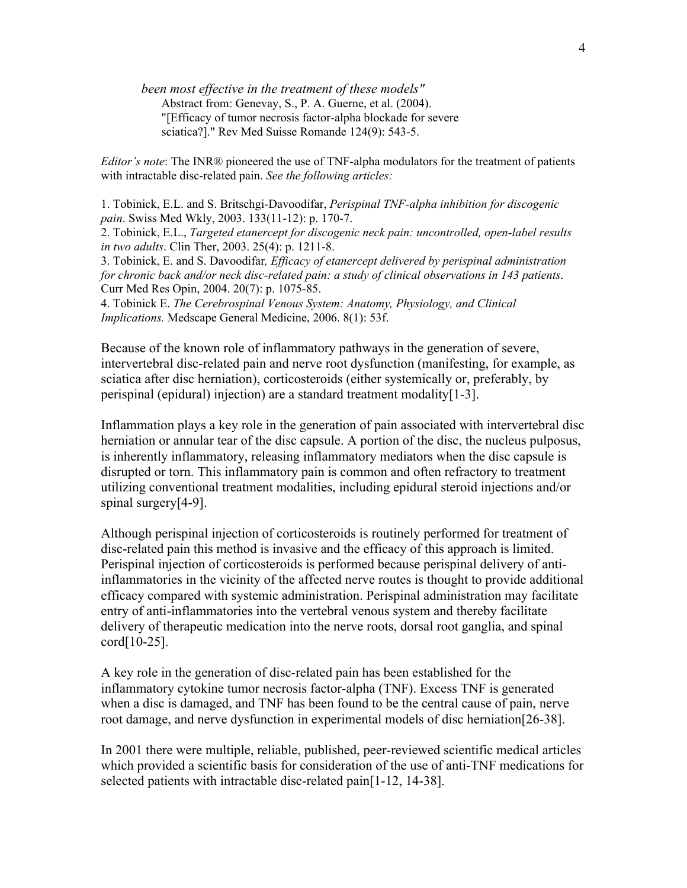*been most effective in the treatment of these models"*

Abstract from: Genevay, S., P. A. Guerne, et al. (2004). "[Efficacy of tumor necrosis factor-alpha blockade for severe sciatica?]." Rev Med Suisse Romande 124(9): 543-5.

*Editor's note*: The INR® pioneered the use of TNF-alpha modulators for the treatment of patients with intractable disc-related pain. *See the following articles:*

1. Tobinick, E.L. and S. Britschgi-Davoodifar, *Perispinal TNF-alpha inhibition for discogenic pain*. Swiss Med Wkly, 2003. 133(11-12): p. 170-7.
2. Tobinick, E.L., *Targeted etanercept for discogenic neck pain: uncontrolled, open-label results in two adults*. Clin Ther, 2003. 25(4): p. 1211-8.
3. Tobinick, E. and S. Davoodifar, *Efficacy of etanercept delivered by perispinal administration for chronic back and/or neck disc-related pain: a study of clinical observations in 143 patients*. Curr Med Res Opin, 2004. 20(7): p. 1075-85.
4. Tobinick E. *The Cerebrospinal Venous System: Anatomy, Physiology, and Clinical Implications.* Medscape General Medicine, 2006. 8(1): 53f.

Because of the known role of inflammatory pathways in the generation of severe, intervertebral disc-related pain and nerve root dysfunction (manifesting, for example, as sciatica after disc herniation), corticosteroids (either systemically or, preferably, by perispinal (epidural) injection) are a standard treatment modality[1-3].

Inflammation plays a key role in the generation of pain associated with intervertebral disc herniation or annular tear of the disc capsule. A portion of the disc, the nucleus pulposus, is inherently inflammatory, releasing inflammatory mediators when the disc capsule is disrupted or torn. This inflammatory pain is common and often refractory to treatment utilizing conventional treatment modalities, including epidural steroid injections and/or spinal surgery[4-9].

Although perispinal injection of corticosteroids is routinely performed for treatment of disc-related pain this method is invasive and the efficacy of this approach is limited. Perispinal injection of corticosteroids is performed because perispinal delivery of anti-inflammatories in the vicinity of the affected nerve routes is thought to provide additional efficacy compared with systemic administration. Perispinal administration may facilitate entry of anti-inflammatories into the vertebral venous system and thereby facilitate delivery of therapeutic medication into the nerve roots, dorsal root ganglia, and spinal cord[10-25].

A key role in the generation of disc-related pain has been established for the inflammatory cytokine tumor necrosis factor-alpha (TNF). Excess TNF is generated when a disc is damaged, and TNF has been found to be the central cause of pain, nerve root damage, and nerve dysfunction in experimental models of disc herniation[26-38].

In 2001 there were multiple, reliable, published, peer-reviewed scientific medical articles which provided a scientific basis for consideration of the use of anti-TNF medications for selected patients with intractable disc-related pain[1-12, 14-38].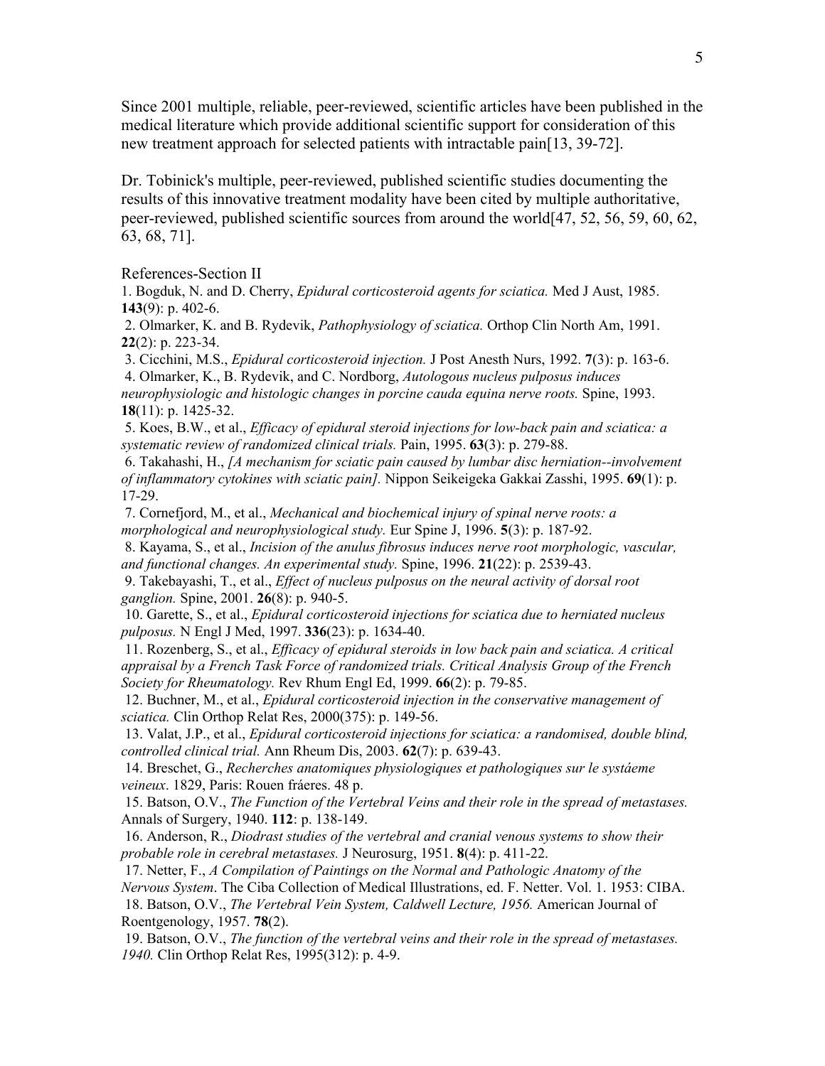Since 2001 multiple, reliable, peer-reviewed, scientific articles have been published in the medical literature which provide additional scientific support for consideration of this new treatment approach for selected patients with intractable pain[13, 39-72].

Dr. Tobinick's multiple, peer-reviewed, published scientific studies documenting the results of this innovative treatment modality have been cited by multiple authoritative, peer-reviewed, published scientific sources from around the world[47, 52, 56, 59, 60, 62, 63, 68, 71].

References-Section II

1. Bogduk, N. and D. Cherry, *Epidural corticosteroid agents for sciatica.* Med J Aust, 1985. **143**(9): p. 402-6.
2. Olmarker, K. and B. Rydevik, *Pathophysiology of sciatica.* Orthop Clin North Am, 1991. **22**(2): p. 223-34.
3. Cicchini, M.S., *Epidural corticosteroid injection.* J Post Anesth Nurs, 1992. **7**(3): p. 163-6.
4. Olmarker, K., B. Rydevik, and C. Nordborg, *Autologous nucleus pulposus induces neurophysiologic and histologic changes in porcine cauda equina nerve roots.* Spine, 1993. **18**(11): p. 1425-32.
5. Koes, B.W., et al., *Efficacy of epidural steroid injections for low-back pain and sciatica: a systematic review of randomized clinical trials.* Pain, 1995. **63**(3): p. 279-88.
6. Takahashi, H., *[A mechanism for sciatic pain caused by lumbar disc herniation--involvement of inflammatory cytokines with sciatic pain].* Nippon Seikeigeka Gakkai Zasshi, 1995. **69**(1): p. 17-29.
7. Cornefjord, M., et al., *Mechanical and biochemical injury of spinal nerve roots: a morphological and neurophysiological study.* Eur Spine J, 1996. **5**(3): p. 187-92.
8. Kayama, S., et al., *Incision of the anulus fibrosus induces nerve root morphologic, vascular, and functional changes. An experimental study.* Spine, 1996. **21**(22): p. 2539-43.
9. Takebayashi, T., et al., *Effect of nucleus pulposus on the neural activity of dorsal root ganglion.* Spine, 2001. **26**(8): p. 940-5.
10. Garette, S., et al., *Epidural corticosteroid injections for sciatica due to herniated nucleus pulposus.* N Engl J Med, 1997. **336**(23): p. 1634-40.
11. Rozenberg, S., et al., *Efficacy of epidural steroids in low back pain and sciatica. A critical appraisal by a French Task Force of randomized trials. Critical Analysis Group of the French Society for Rheumatology.* Rev Rhum Engl Ed, 1999. **66**(2): p. 79-85.
12. Buchner, M., et al., *Epidural corticosteroid injection in the conservative management of sciatica.* Clin Orthop Relat Res, 2000(375): p. 149-56.
13. Valat, J.P., et al., *Epidural corticosteroid injections for sciatica: a randomised, double blind, controlled clinical trial.* Ann Rheum Dis, 2003. **62**(7): p. 639-43.
14. Breschet, G., *Recherches anatomiques physiologiques et pathologiques sur le systáeme veineux*. 1829, Paris: Rouen fráeres. 48 p.
15. Batson, O.V., *The Function of the Vertebral Veins and their role in the spread of metastases.* Annals of Surgery, 1940. **112**: p. 138-149.
16. Anderson, R., *Diodrast studies of the vertebral and cranial venous systems to show their probable role in cerebral metastases.* J Neurosurg, 1951. **8**(4): p. 411-22.
17. Netter, F., *A Compilation of Paintings on the Normal and Pathologic Anatomy of the Nervous System*. The Ciba Collection of Medical Illustrations, ed. F. Netter. Vol. 1. 1953: CIBA.
18. Batson, O.V., *The Vertebral Vein System, Caldwell Lecture, 1956.* American Journal of Roentgenology, 1957. **78**(2).
19. Batson, O.V., *The function of the vertebral veins and their role in the spread of metastases. 1940.* Clin Orthop Relat Res, 1995(312): p. 4-9.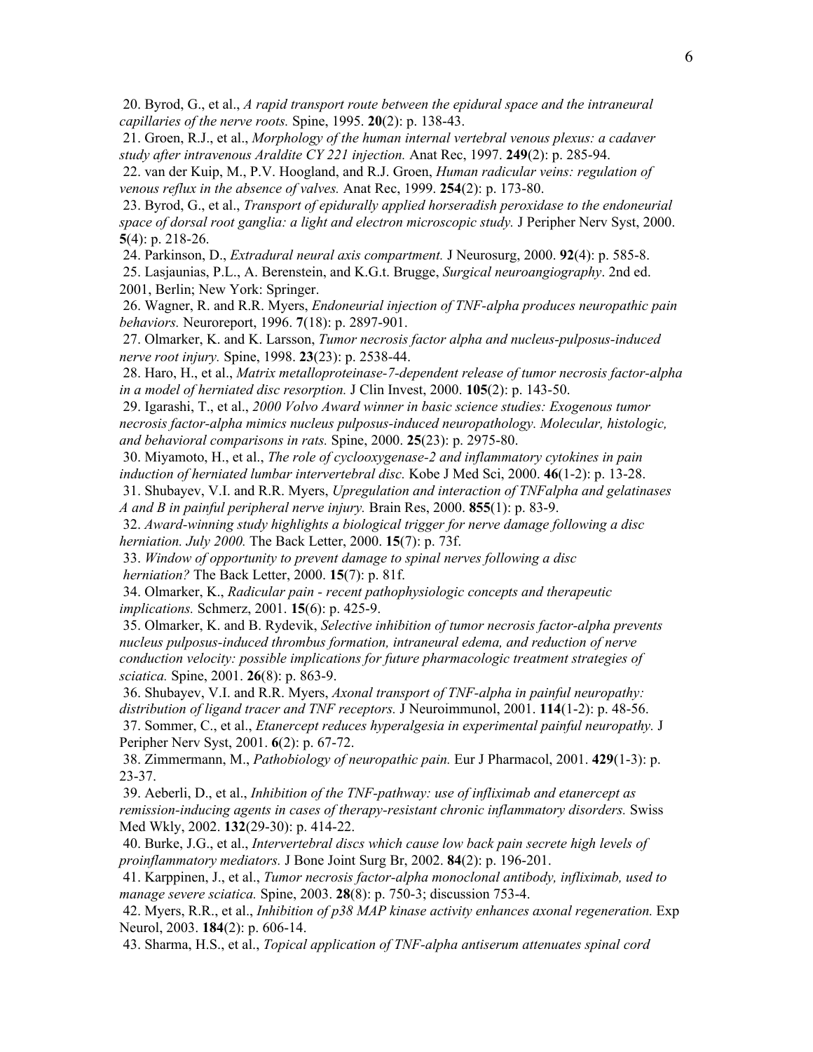20. Byrod, G., et al., *A rapid transport route between the epidural space and the intraneural capillaries of the nerve roots.* Spine, 1995. **20**(2): p. 138-43.

21. Groen, R.J., et al., *Morphology of the human internal vertebral venous plexus: a cadaver study after intravenous Araldite CY 221 injection.* Anat Rec, 1997. **249**(2): p. 285-94.

22. van der Kuip, M., P.V. Hoogland, and R.J. Groen, *Human radicular veins: regulation of venous reflux in the absence of valves.* Anat Rec, 1999. **254**(2): p. 173-80.

23. Byrod, G., et al., *Transport of epidurally applied horseradish peroxidase to the endoneurial space of dorsal root ganglia: a light and electron microscopic study.* J Peripher Nerv Syst, 2000. **5**(4): p. 218-26.

24. Parkinson, D., *Extradural neural axis compartment.* J Neurosurg, 2000. **92**(4): p. 585-8.

25. Lasjaunias, P.L., A. Berenstein, and K.G.t. Brugge, *Surgical neuroangiography*. 2nd ed. 2001, Berlin; New York: Springer.

26. Wagner, R. and R.R. Myers, *Endoneurial injection of TNF-alpha produces neuropathic pain behaviors.* Neuroreport, 1996. **7**(18): p. 2897-901.

27. Olmarker, K. and K. Larsson, *Tumor necrosis factor alpha and nucleus-pulposus-induced nerve root injury.* Spine, 1998. **23**(23): p. 2538-44.

28. Haro, H., et al., *Matrix metalloproteinase-7-dependent release of tumor necrosis factor-alpha in a model of herniated disc resorption.* J Clin Invest, 2000. **105**(2): p. 143-50.

29. Igarashi, T., et al., *2000 Volvo Award winner in basic science studies: Exogenous tumor necrosis factor-alpha mimics nucleus pulposus-induced neuropathology. Molecular, histologic, and behavioral comparisons in rats.* Spine, 2000. **25**(23): p. 2975-80.

30. Miyamoto, H., et al., *The role of cyclooxygenase-2 and inflammatory cytokines in pain induction of herniated lumbar intervertebral disc.* Kobe J Med Sci, 2000. **46**(1-2): p. 13-28.

31. Shubayev, V.I. and R.R. Myers, *Upregulation and interaction of TNFalpha and gelatinases A and B in painful peripheral nerve injury.* Brain Res, 2000. **855**(1): p. 83-9.

32. *Award-winning study highlights a biological trigger for nerve damage following a disc herniation. July 2000.* The Back Letter, 2000. **15**(7): p. 73f.

33. *Window of opportunity to prevent damage to spinal nerves following a disc herniation?* The Back Letter, 2000. **15**(7): p. 81f.

34. Olmarker, K., *Radicular pain - recent pathophysiologic concepts and therapeutic implications.* Schmerz, 2001. **15**(6): p. 425-9.

35. Olmarker, K. and B. Rydevik, *Selective inhibition of tumor necrosis factor-alpha prevents nucleus pulposus-induced thrombus formation, intraneural edema, and reduction of nerve conduction velocity: possible implications for future pharmacologic treatment strategies of sciatica.* Spine, 2001. **26**(8): p. 863-9.

36. Shubayev, V.I. and R.R. Myers, *Axonal transport of TNF-alpha in painful neuropathy: distribution of ligand tracer and TNF receptors.* J Neuroimmunol, 2001. **114**(1-2): p. 48-56.

37. Sommer, C., et al., *Etanercept reduces hyperalgesia in experimental painful neuropathy.* J Peripher Nerv Syst, 2001. **6**(2): p. 67-72.

38. Zimmermann, M., *Pathobiology of neuropathic pain.* Eur J Pharmacol, 2001. **429**(1-3): p. 23-37.

39. Aeberli, D., et al., *Inhibition of the TNF-pathway: use of infliximab and etanercept as remission-inducing agents in cases of therapy-resistant chronic inflammatory disorders.* Swiss Med Wkly, 2002. **132**(29-30): p. 414-22.

40. Burke, J.G., et al., *Intervertebral discs which cause low back pain secrete high levels of proinflammatory mediators.* J Bone Joint Surg Br, 2002. **84**(2): p. 196-201.

41. Karppinen, J., et al., *Tumor necrosis factor-alpha monoclonal antibody, infliximab, used to manage severe sciatica.* Spine, 2003. **28**(8): p. 750-3; discussion 753-4.

42. Myers, R.R., et al., *Inhibition of p38 MAP kinase activity enhances axonal regeneration.* Exp Neurol, 2003. **184**(2): p. 606-14.

43. Sharma, H.S., et al., *Topical application of TNF-alpha antiserum attenuates spinal cord*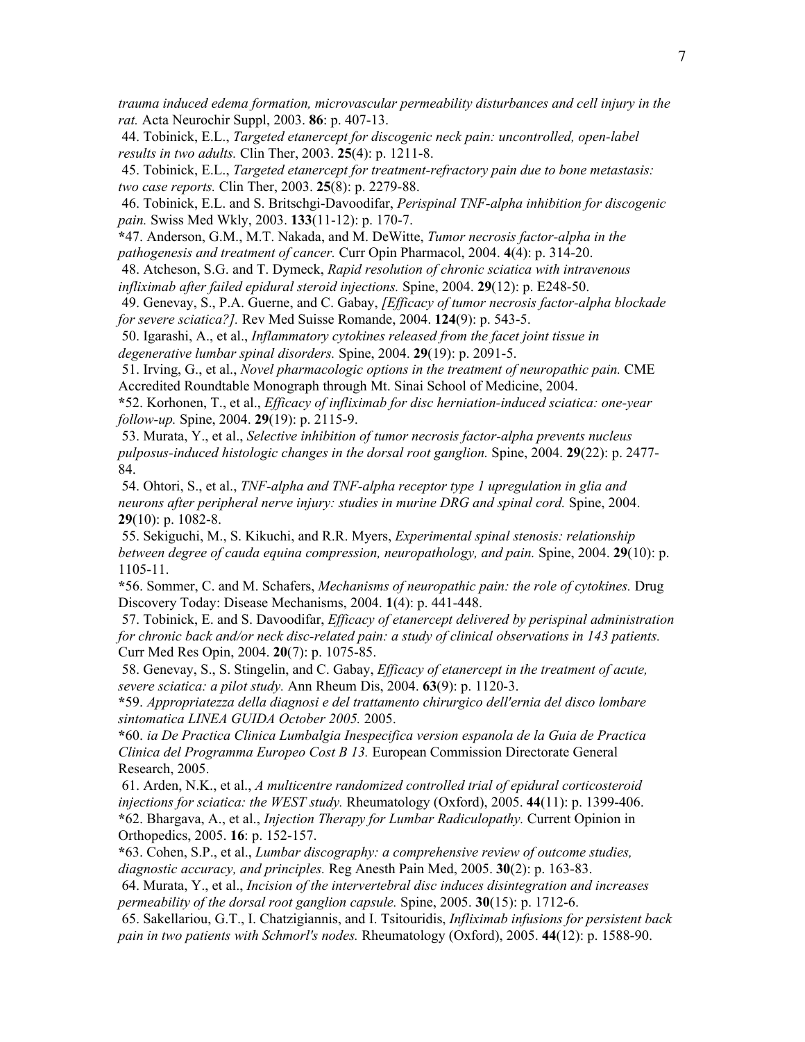*trauma induced edema formation, microvascular permeability disturbances and cell injury in the rat.* Acta Neurochir Suppl, 2003. **86**: p. 407-13.

44. Tobinick, E.L., *Targeted etanercept for discogenic neck pain: uncontrolled, open-label results in two adults.* Clin Ther, 2003. **25**(4): p. 1211-8.

45. Tobinick, E.L., *Targeted etanercept for treatment-refractory pain due to bone metastasis: two case reports.* Clin Ther, 2003. **25**(8): p. 2279-88.

46. Tobinick, E.L. and S. Britschgi-Davoodifar, *Perispinal TNF-alpha inhibition for discogenic pain.* Swiss Med Wkly, 2003. **133**(11-12): p. 170-7.

*47. Anderson, G.M., M.T. Nakada, and M. DeWitte, *Tumor necrosis factor-alpha in the pathogenesis and treatment of cancer.* Curr Opin Pharmacol, 2004. **4**(4): p. 314-20.

48. Atcheson, S.G. and T. Dymeck, *Rapid resolution of chronic sciatica with intravenous infliximab after failed epidural steroid injections.* Spine, 2004. **29**(12): p. E248-50.

49. Genevay, S., P.A. Guerne, and C. Gabay, *[Efficacy of tumor necrosis factor-alpha blockade for severe sciatica?].* Rev Med Suisse Romande, 2004. **124**(9): p. 543-5.

50. Igarashi, A., et al., *Inflammatory cytokines released from the facet joint tissue in degenerative lumbar spinal disorders.* Spine, 2004. **29**(19): p. 2091-5.

51. Irving, G., et al., *Novel pharmacologic options in the treatment of neuropathic pain.* CME Accredited Roundtable Monograph through Mt. Sinai School of Medicine, 2004.

*52. Korhonen, T., et al., *Efficacy of infliximab for disc herniation-induced sciatica: one-year follow-up.* Spine, 2004. **29**(19): p. 2115-9.

53. Murata, Y., et al., *Selective inhibition of tumor necrosis factor-alpha prevents nucleus pulposus-induced histologic changes in the dorsal root ganglion.* Spine, 2004. **29**(22): p. 2477-84.

54. Ohtori, S., et al., *TNF-alpha and TNF-alpha receptor type 1 upregulation in glia and neurons after peripheral nerve injury: studies in murine DRG and spinal cord.* Spine, 2004. **29**(10): p. 1082-8.

55. Sekiguchi, M., S. Kikuchi, and R.R. Myers, *Experimental spinal stenosis: relationship between degree of cauda equina compression, neuropathology, and pain.* Spine, 2004. **29**(10): p. 1105-11.

*56. Sommer, C. and M. Schafers, *Mechanisms of neuropathic pain: the role of cytokines.* Drug Discovery Today: Disease Mechanisms, 2004. **1**(4): p. 441-448.

57. Tobinick, E. and S. Davoodifar, *Efficacy of etanercept delivered by perispinal administration for chronic back and/or neck disc-related pain: a study of clinical observations in 143 patients.* Curr Med Res Opin, 2004. **20**(7): p. 1075-85.

58. Genevay, S., S. Stingelin, and C. Gabay, *Efficacy of etanercept in the treatment of acute, severe sciatica: a pilot study.* Ann Rheum Dis, 2004. **63**(9): p. 1120-3.

*59. *Appropriatezza della diagnosi e del trattamento chirurgico dell'ernia del disco lombare sintomatica LINEA GUIDA October 2005.* 2005.

*60. *ia De Practica Clinica Lumbalgia Inespecifica version espanola de la Guia de Practica Clinica del Programma Europeo Cost B 13.* European Commission Directorate General Research, 2005.

61. Arden, N.K., et al., *A multicentre randomized controlled trial of epidural corticosteroid injections for sciatica: the WEST study.* Rheumatology (Oxford), 2005. **44**(11): p. 1399-406.

*62. Bhargava, A., et al., *Injection Therapy for Lumbar Radiculopathy.* Current Opinion in Orthopedics, 2005. **16**: p. 152-157.

*63. Cohen, S.P., et al., *Lumbar discography: a comprehensive review of outcome studies, diagnostic accuracy, and principles.* Reg Anesth Pain Med, 2005. **30**(2): p. 163-83.

64. Murata, Y., et al., *Incision of the intervertebral disc induces disintegration and increases permeability of the dorsal root ganglion capsule.* Spine, 2005. **30**(15): p. 1712-6.

65. Sakellariou, G.T., I. Chatzigiannis, and I. Tsitouridis, *Infliximab infusions for persistent back pain in two patients with Schmorl's nodes.* Rheumatology (Oxford), 2005. **44**(12): p. 1588-90.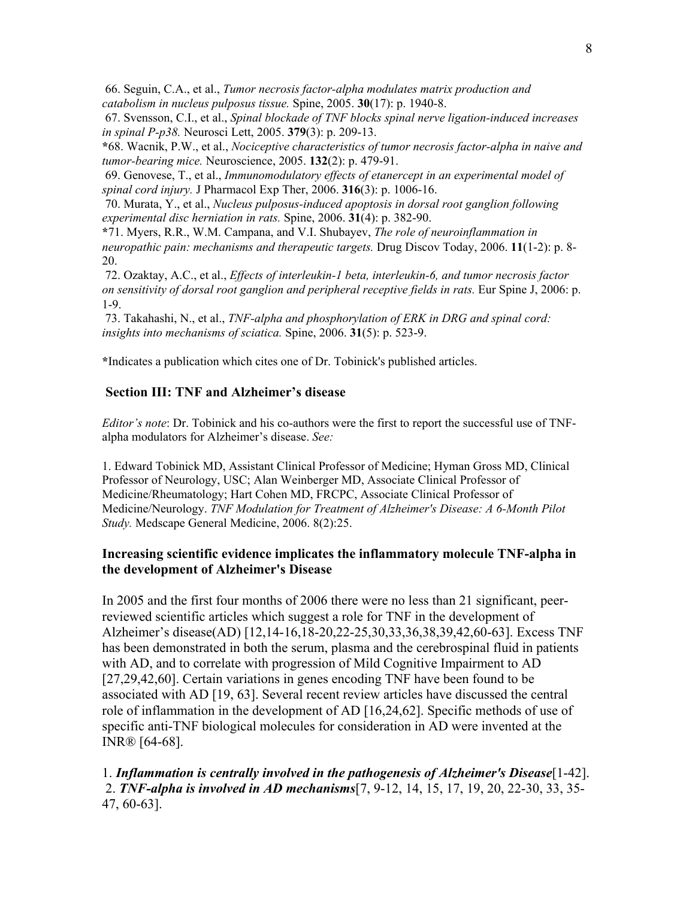66. Seguin, C.A., et al., *Tumor necrosis factor-alpha modulates matrix production and catabolism in nucleus pulposus tissue.* Spine, 2005. **30**(17): p. 1940-8.
67. Svensson, C.I., et al., *Spinal blockade of TNF blocks spinal nerve ligation-induced increases in spinal P-p38.* Neurosci Lett, 2005. **379**(3): p. 209-13.
*68. Wacnik, P.W., et al., *Nociceptive characteristics of tumor necrosis factor-alpha in naive and tumor-bearing mice.* Neuroscience, 2005. **132**(2): p. 479-91.
69. Genovese, T., et al., *Immunomodulatory effects of etanercept in an experimental model of spinal cord injury.* J Pharmacol Exp Ther, 2006. **316**(3): p. 1006-16.
70. Murata, Y., et al., *Nucleus pulposus-induced apoptosis in dorsal root ganglion following experimental disc herniation in rats.* Spine, 2006. **31**(4): p. 382-90.
*71. Myers, R.R., W.M. Campana, and V.I. Shubayev, *The role of neuroinflammation in neuropathic pain: mechanisms and therapeutic targets.* Drug Discov Today, 2006. **11**(1-2): p. 8-20.
72. Ozaktay, A.C., et al., *Effects of interleukin-1 beta, interleukin-6, and tumor necrosis factor on sensitivity of dorsal root ganglion and peripheral receptive fields in rats.* Eur Spine J, 2006: p. 1-9.
73. Takahashi, N., et al., *TNF-alpha and phosphorylation of ERK in DRG and spinal cord: insights into mechanisms of sciatica.* Spine, 2006. **31**(5): p. 523-9.

**\***Indicates a publication which cites one of Dr. Tobinick's published articles.

## Section III: TNF and Alzheimer's disease

*Editor's note*: Dr. Tobinick and his co-authors were the first to report the successful use of TNF-alpha modulators for Alzheimer's disease. *See:*

1. Edward Tobinick MD, Assistant Clinical Professor of Medicine; Hyman Gross MD, Clinical Professor of Neurology, USC; Alan Weinberger MD, Associate Clinical Professor of Medicine/Rheumatology; Hart Cohen MD, FRCPC, Associate Clinical Professor of Medicine/Neurology. *TNF Modulation for Treatment of Alzheimer's Disease: A 6-Month Pilot Study.* Medscape General Medicine, 2006. 8(2):25.

### Increasing scientific evidence implicates the inflammatory molecule TNF-alpha in the development of Alzheimer's Disease

In 2005 and the first four months of 2006 there were no less than 21 significant, peer-reviewed scientific articles which suggest a role for TNF in the development of Alzheimer's disease(AD) [12,14-16,18-20,22-25,30,33,36,38,39,42,60-63]. Excess TNF has been demonstrated in both the serum, plasma and the cerebrospinal fluid in patients with AD, and to correlate with progression of Mild Cognitive Impairment to AD [27,29,42,60]. Certain variations in genes encoding TNF have been found to be associated with AD [19, 63]. Several recent review articles have discussed the central role of inflammation in the development of AD [16,24,62]. Specific methods of use of specific anti-TNF biological molecules for consideration in AD were invented at the INR® [64-68].

1. ***Inflammation is centrally involved in the pathogenesis of Alzheimer's Disease***[1-42].
2. ***TNF-alpha is involved in AD mechanisms***[7, 9-12, 14, 15, 17, 19, 20, 22-30, 33, 35-47, 60-63].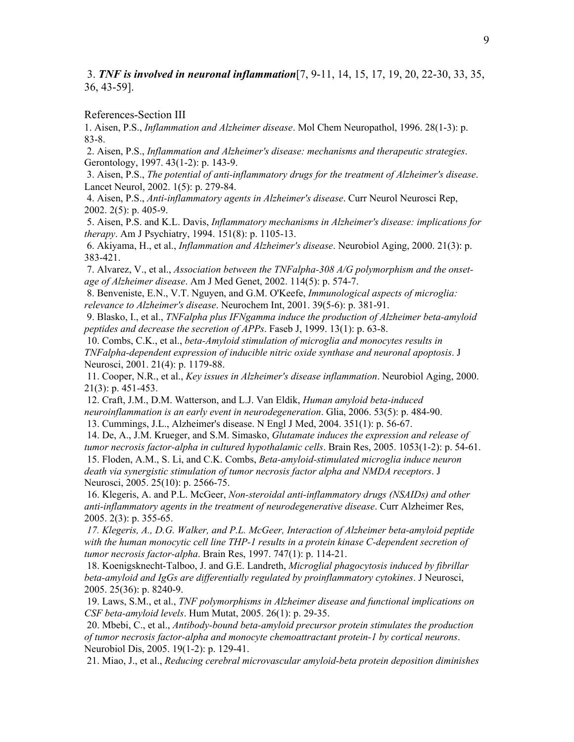3. ***TNF is involved in neuronal inflammation***[7, 9-11, 14, 15, 17, 19, 20, 22-30, 33, 35, 36, 43-59].

References-Section III

1. Aisen, P.S., *Inflammation and Alzheimer disease*. Mol Chem Neuropathol, 1996. 28(1-3): p. 83-8.
2. Aisen, P.S., *Inflammation and Alzheimer's disease: mechanisms and therapeutic strategies*. Gerontology, 1997. 43(1-2): p. 143-9.
3. Aisen, P.S., *The potential of anti-inflammatory drugs for the treatment of Alzheimer's disease*. Lancet Neurol, 2002. 1(5): p. 279-84.
4. Aisen, P.S., *Anti-inflammatory agents in Alzheimer's disease*. Curr Neurol Neurosci Rep, 2002. 2(5): p. 405-9.
5. Aisen, P.S. and K.L. Davis, *Inflammatory mechanisms in Alzheimer's disease: implications for therapy*. Am J Psychiatry, 1994. 151(8): p. 1105-13.
6. Akiyama, H., et al., *Inflammation and Alzheimer's disease*. Neurobiol Aging, 2000. 21(3): p. 383-421.
7. Alvarez, V., et al., *Association between the TNFalpha-308 A/G polymorphism and the onset-age of Alzheimer disease*. Am J Med Genet, 2002. 114(5): p. 574-7.
8. Benveniste, E.N., V.T. Nguyen, and G.M. O'Keefe, *Immunological aspects of microglia: relevance to Alzheimer's disease*. Neurochem Int, 2001. 39(5-6): p. 381-91.
9. Blasko, I., et al., *TNFalpha plus IFNgamma induce the production of Alzheimer beta-amyloid peptides and decrease the secretion of APPs*. Faseb J, 1999. 13(1): p. 63-8.
10. Combs, C.K., et al., *beta-Amyloid stimulation of microglia and monocytes results in TNFalpha-dependent expression of inducible nitric oxide synthase and neuronal apoptosis*. J Neurosci, 2001. 21(4): p. 1179-88.
11. Cooper, N.R., et al., *Key issues in Alzheimer's disease inflammation*. Neurobiol Aging, 2000. 21(3): p. 451-453.
12. Craft, J.M., D.M. Watterson, and L.J. Van Eldik, *Human amyloid beta-induced neuroinflammation is an early event in neurodegeneration*. Glia, 2006. 53(5): p. 484-90.
13. Cummings, J.L., Alzheimer's disease. N Engl J Med, 2004. 351(1): p. 56-67.
14. De, A., J.M. Krueger, and S.M. Simasko, *Glutamate induces the expression and release of tumor necrosis factor-alpha in cultured hypothalamic cells*. Brain Res, 2005. 1053(1-2): p. 54-61.
15. Floden, A.M., S. Li, and C.K. Combs, *Beta-amyloid-stimulated microglia induce neuron death via synergistic stimulation of tumor necrosis factor alpha and NMDA receptors*. J Neurosci, 2005. 25(10): p. 2566-75.
16. Klegeris, A. and P.L. McGeer, *Non-steroidal anti-inflammatory drugs (NSAIDs) and other anti-inflammatory agents in the treatment of neurodegenerative disease*. Curr Alzheimer Res, 2005. 2(3): p. 355-65.
17. *Klegeris, A., D.G. Walker, and P.L. McGeer, Interaction of Alzheimer beta-amyloid peptide with the human monocytic cell line THP-1 results in a protein kinase C-dependent secretion of tumor necrosis factor-alpha*. Brain Res, 1997. 747(1): p. 114-21.
18. Koenigsknecht-Talboo, J. and G.E. Landreth, *Microglial phagocytosis induced by fibrillar beta-amyloid and IgGs are differentially regulated by proinflammatory cytokines*. J Neurosci, 2005. 25(36): p. 8240-9.
19. Laws, S.M., et al., *TNF polymorphisms in Alzheimer disease and functional implications on CSF beta-amyloid levels*. Hum Mutat, 2005. 26(1): p. 29-35.
20. Mbebi, C., et al., *Antibody-bound beta-amyloid precursor protein stimulates the production of tumor necrosis factor-alpha and monocyte chemoattractant protein-1 by cortical neurons*. Neurobiol Dis, 2005. 19(1-2): p. 129-41.
21. Miao, J., et al., *Reducing cerebral microvascular amyloid-beta protein deposition diminishes*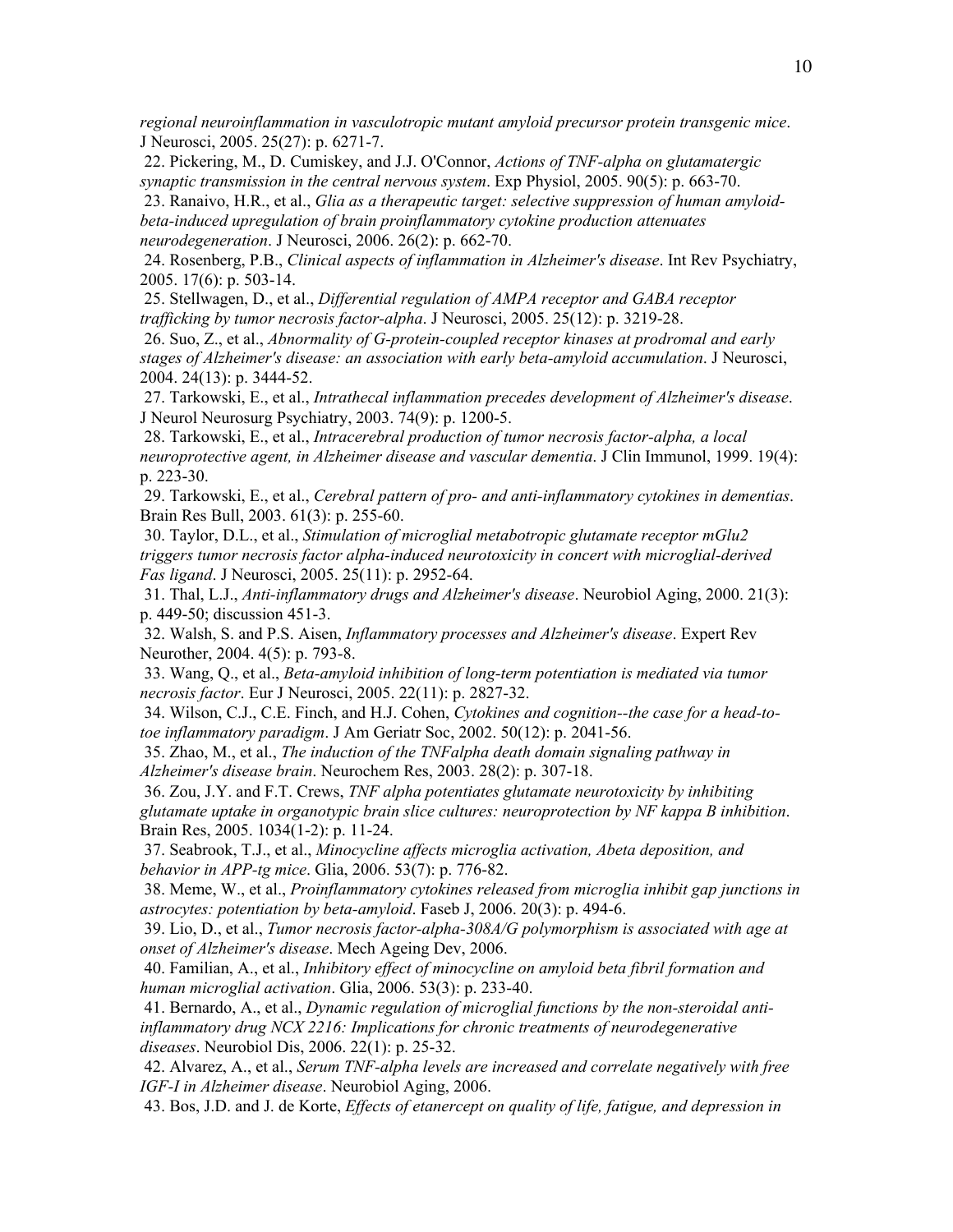*regional neuroinflammation in vasculotropic mutant amyloid precursor protein transgenic mice*. J Neurosci, 2005. 25(27): p. 6271-7.

22. Pickering, M., D. Cumiskey, and J.J. O'Connor, *Actions of TNF-alpha on glutamatergic synaptic transmission in the central nervous system*. Exp Physiol, 2005. 90(5): p. 663-70.
23. Ranaivo, H.R., et al., *Glia as a therapeutic target: selective suppression of human amyloid-beta-induced upregulation of brain proinflammatory cytokine production attenuates neurodegeneration*. J Neurosci, 2006. 26(2): p. 662-70.
24. Rosenberg, P.B., *Clinical aspects of inflammation in Alzheimer's disease*. Int Rev Psychiatry, 2005. 17(6): p. 503-14.
25. Stellwagen, D., et al., *Differential regulation of AMPA receptor and GABA receptor trafficking by tumor necrosis factor-alpha*. J Neurosci, 2005. 25(12): p. 3219-28.
26. Suo, Z., et al., *Abnormality of G-protein-coupled receptor kinases at prodromal and early stages of Alzheimer's disease: an association with early beta-amyloid accumulation*. J Neurosci, 2004. 24(13): p. 3444-52.
27. Tarkowski, E., et al., *Intrathecal inflammation precedes development of Alzheimer's disease*. J Neurol Neurosurg Psychiatry, 2003. 74(9): p. 1200-5.
28. Tarkowski, E., et al., *Intracerebral production of tumor necrosis factor-alpha, a local neuroprotective agent, in Alzheimer disease and vascular dementia*. J Clin Immunol, 1999. 19(4): p. 223-30.
29. Tarkowski, E., et al., *Cerebral pattern of pro- and anti-inflammatory cytokines in dementias*. Brain Res Bull, 2003. 61(3): p. 255-60.
30. Taylor, D.L., et al., *Stimulation of microglial metabotropic glutamate receptor mGlu2 triggers tumor necrosis factor alpha-induced neurotoxicity in concert with microglial-derived Fas ligand*. J Neurosci, 2005. 25(11): p. 2952-64.
31. Thal, L.J., *Anti-inflammatory drugs and Alzheimer's disease*. Neurobiol Aging, 2000. 21(3): p. 449-50; discussion 451-3.
32. Walsh, S. and P.S. Aisen, *Inflammatory processes and Alzheimer's disease*. Expert Rev Neurother, 2004. 4(5): p. 793-8.
33. Wang, Q., et al., *Beta-amyloid inhibition of long-term potentiation is mediated via tumor necrosis factor*. Eur J Neurosci, 2005. 22(11): p. 2827-32.
34. Wilson, C.J., C.E. Finch, and H.J. Cohen, *Cytokines and cognition--the case for a head-to-toe inflammatory paradigm*. J Am Geriatr Soc, 2002. 50(12): p. 2041-56.
35. Zhao, M., et al., *The induction of the TNFalpha death domain signaling pathway in Alzheimer's disease brain*. Neurochem Res, 2003. 28(2): p. 307-18.
36. Zou, J.Y. and F.T. Crews, *TNF alpha potentiates glutamate neurotoxicity by inhibiting glutamate uptake in organotypic brain slice cultures: neuroprotection by NF kappa B inhibition*. Brain Res, 2005. 1034(1-2): p. 11-24.
37. Seabrook, T.J., et al., *Minocycline affects microglia activation, Abeta deposition, and behavior in APP-tg mice*. Glia, 2006. 53(7): p. 776-82.
38. Meme, W., et al., *Proinflammatory cytokines released from microglia inhibit gap junctions in astrocytes: potentiation by beta-amyloid*. Faseb J, 2006. 20(3): p. 494-6.
39. Lio, D., et al., *Tumor necrosis factor-alpha-308A/G polymorphism is associated with age at onset of Alzheimer's disease*. Mech Ageing Dev, 2006.
40. Familian, A., et al., *Inhibitory effect of minocycline on amyloid beta fibril formation and human microglial activation*. Glia, 2006. 53(3): p. 233-40.
41. Bernardo, A., et al., *Dynamic regulation of microglial functions by the non-steroidal anti-inflammatory drug NCX 2216: Implications for chronic treatments of neurodegenerative diseases*. Neurobiol Dis, 2006. 22(1): p. 25-32.
42. Alvarez, A., et al., *Serum TNF-alpha levels are increased and correlate negatively with free IGF-I in Alzheimer disease*. Neurobiol Aging, 2006.
43. Bos, J.D. and J. de Korte, *Effects of etanercept on quality of life, fatigue, and depression in*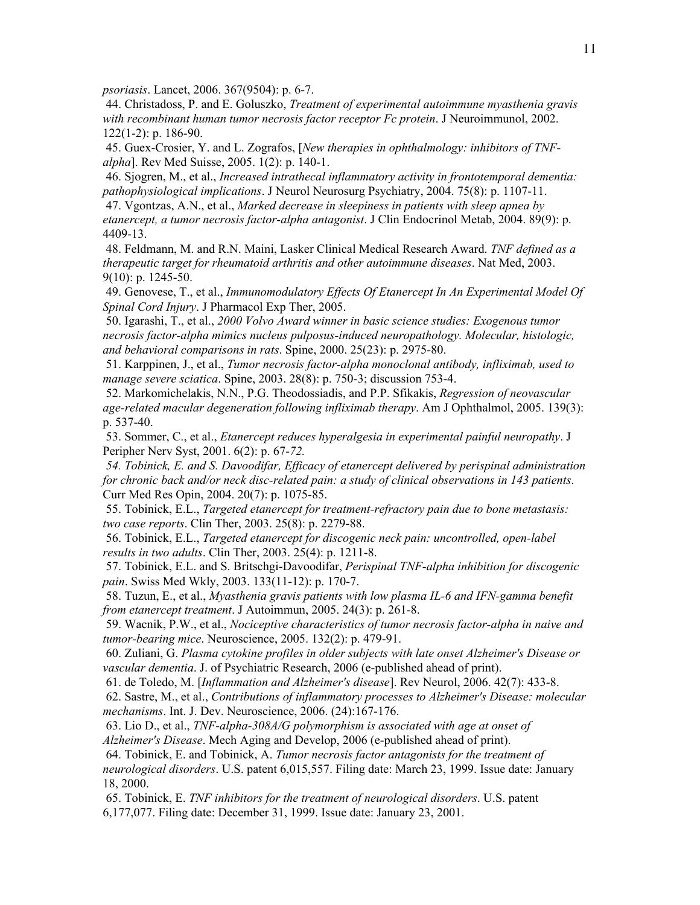*psoriasis*. Lancet, 2006. 367(9504): p. 6-7.

44. Christadoss, P. and E. Goluszko, *Treatment of experimental autoimmune myasthenia gravis with recombinant human tumor necrosis factor receptor Fc protein*. J Neuroimmunol, 2002. 122(1-2): p. 186-90.

45. Guex-Crosier, Y. and L. Zografos, [*New therapies in ophthalmology: inhibitors of TNF-alpha*]. Rev Med Suisse, 2005. 1(2): p. 140-1.

46. Sjogren, M., et al., *Increased intrathecal inflammatory activity in frontotemporal dementia: pathophysiological implications*. J Neurol Neurosurg Psychiatry, 2004. 75(8): p. 1107-11.

47. Vgontzas, A.N., et al., *Marked decrease in sleepiness in patients with sleep apnea by etanercept, a tumor necrosis factor-alpha antagonist*. J Clin Endocrinol Metab, 2004. 89(9): p. 4409-13.

48. Feldmann, M. and R.N. Maini, Lasker Clinical Medical Research Award. *TNF defined as a therapeutic target for rheumatoid arthritis and other autoimmune diseases*. Nat Med, 2003. 9(10): p. 1245-50.

49. Genovese, T., et al., *Immunomodulatory Effects Of Etanercept In An Experimental Model Of Spinal Cord Injury*. J Pharmacol Exp Ther, 2005.

50. Igarashi, T., et al., *2000 Volvo Award winner in basic science studies: Exogenous tumor necrosis factor-alpha mimics nucleus pulposus-induced neuropathology. Molecular, histologic, and behavioral comparisons in rats*. Spine, 2000. 25(23): p. 2975-80.

51. Karppinen, J., et al., *Tumor necrosis factor-alpha monoclonal antibody, infliximab, used to manage severe sciatica*. Spine, 2003. 28(8): p. 750-3; discussion 753-4.

52. Markomichelakis, N.N., P.G. Theodossiadis, and P.P. Sfikakis, *Regression of neovascular age-related macular degeneration following infliximab therapy*. Am J Ophthalmol, 2005. 139(3): p. 537-40.

53. Sommer, C., et al., *Etanercept reduces hyperalgesia in experimental painful neuropathy*. J Peripher Nerv Syst, 2001. 6(2): p. 67-*72.*

*54. Tobinick, E. and S. Davoodifar, Efficacy of etanercept delivered by perispinal administration for chronic back and/or neck disc-related pain: a study of clinical observations in 143 patients*. Curr Med Res Opin, 2004. 20(7): p. 1075-85.

55. Tobinick, E.L., *Targeted etanercept for treatment-refractory pain due to bone metastasis: two case reports*. Clin Ther, 2003. 25(8): p. 2279-88.

56. Tobinick, E.L., *Targeted etanercept for discogenic neck pain: uncontrolled, open-label results in two adults*. Clin Ther, 2003. 25(4): p. 1211-8.

57. Tobinick, E.L. and S. Britschgi-Davoodifar, *Perispinal TNF-alpha inhibition for discogenic pain*. Swiss Med Wkly, 2003. 133(11-12): p. 170-7.

58. Tuzun, E., et al., *Myasthenia gravis patients with low plasma IL-6 and IFN-gamma benefit from etanercept treatment*. J Autoimmun, 2005. 24(3): p. 261-8.

59. Wacnik, P.W., et al., *Nociceptive characteristics of tumor necrosis factor-alpha in naive and tumor-bearing mice*. Neuroscience, 2005. 132(2): p. 479-91.

60. Zuliani, G. *Plasma cytokine profiles in older subjects with late onset Alzheimer's Disease or vascular dementia*. J. of Psychiatric Research, 2006 (e-published ahead of print).

61. de Toledo, M. [*Inflammation and Alzheimer's disease*]. Rev Neurol, 2006. 42(7): 433-8.

62. Sastre, M., et al., *Contributions of inflammatory processes to Alzheimer's Disease: molecular mechanisms*. Int. J. Dev. Neuroscience, 2006. (24):167-176.

63. Lio D., et al., *TNF-alpha-308A/G polymorphism is associated with age at onset of Alzheimer's Disease*. Mech Aging and Develop, 2006 (e-published ahead of print).

64. Tobinick, E. and Tobinick, A. *Tumor necrosis factor antagonists for the treatment of neurological disorders*. U.S. patent 6,015,557. Filing date: March 23, 1999. Issue date: January 18, 2000.

65. Tobinick, E. *TNF inhibitors for the treatment of neurological disorders*. U.S. patent 6,177,077. Filing date: December 31, 1999. Issue date: January 23, 2001.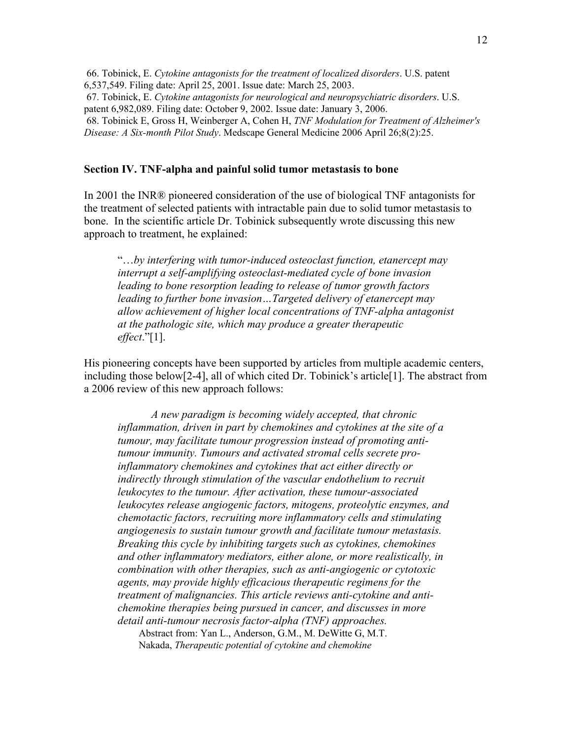66. Tobinick, E. *Cytokine antagonists for the treatment of localized disorders*. U.S. patent 6,537,549. Filing date: April 25, 2001. Issue date: March 25, 2003.
67. Tobinick, E. *Cytokine antagonists for neurological and neuropsychiatric disorders*. U.S. patent 6,982,089. Filing date: October 9, 2002. Issue date: January 3, 2006.
68. Tobinick E, Gross H, Weinberger A, Cohen H, *TNF Modulation for Treatment of Alzheimer's Disease: A Six-month Pilot Study*. Medscape General Medicine 2006 April 26;8(2):25.

## Section IV. TNF-alpha and painful solid tumor metastasis to bone

In 2001 the INR® pioneered consideration of the use of biological TNF antagonists for the treatment of selected patients with intractable pain due to solid tumor metastasis to bone. In the scientific article Dr. Tobinick subsequently wrote discussing this new approach to treatment, he explained:

> "*…by interfering with tumor-induced osteoclast function, etanercept may interrupt a self-amplifying osteoclast-mediated cycle of bone invasion leading to bone resorption leading to release of tumor growth factors leading to further bone invasion…Targeted delivery of etanercept may allow achievement of higher local concentrations of TNF-alpha antagonist at the pathologic site, which may produce a greater therapeutic effect*."[1].

His pioneering concepts have been supported by articles from multiple academic centers, including those below[2-4], all of which cited Dr. Tobinick's article[1]. The abstract from a 2006 review of this new approach follows:

> *A new paradigm is becoming widely accepted, that chronic inflammation, driven in part by chemokines and cytokines at the site of a tumour, may facilitate tumour progression instead of promoting anti-tumour immunity. Tumours and activated stromal cells secrete pro-inflammatory chemokines and cytokines that act either directly or indirectly through stimulation of the vascular endothelium to recruit leukocytes to the tumour. After activation, these tumour-associated leukocytes release angiogenic factors, mitogens, proteolytic enzymes, and chemotactic factors, recruiting more inflammatory cells and stimulating angiogenesis to sustain tumour growth and facilitate tumour metastasis. Breaking this cycle by inhibiting targets such as cytokines, chemokines and other inflammatory mediators, either alone, or more realistically, in combination with other therapies, such as anti-angiogenic or cytotoxic agents, may provide highly efficacious therapeutic regimens for the treatment of malignancies. This article reviews anti-cytokine and anti-chemokine therapies being pursued in cancer, and discusses in more detail anti-tumour necrosis factor-alpha (TNF) approaches.*
>
> Abstract from: Yan L., Anderson, G.M., M. DeWitte G, M.T. Nakada, *Therapeutic potential of cytokine and chemokine*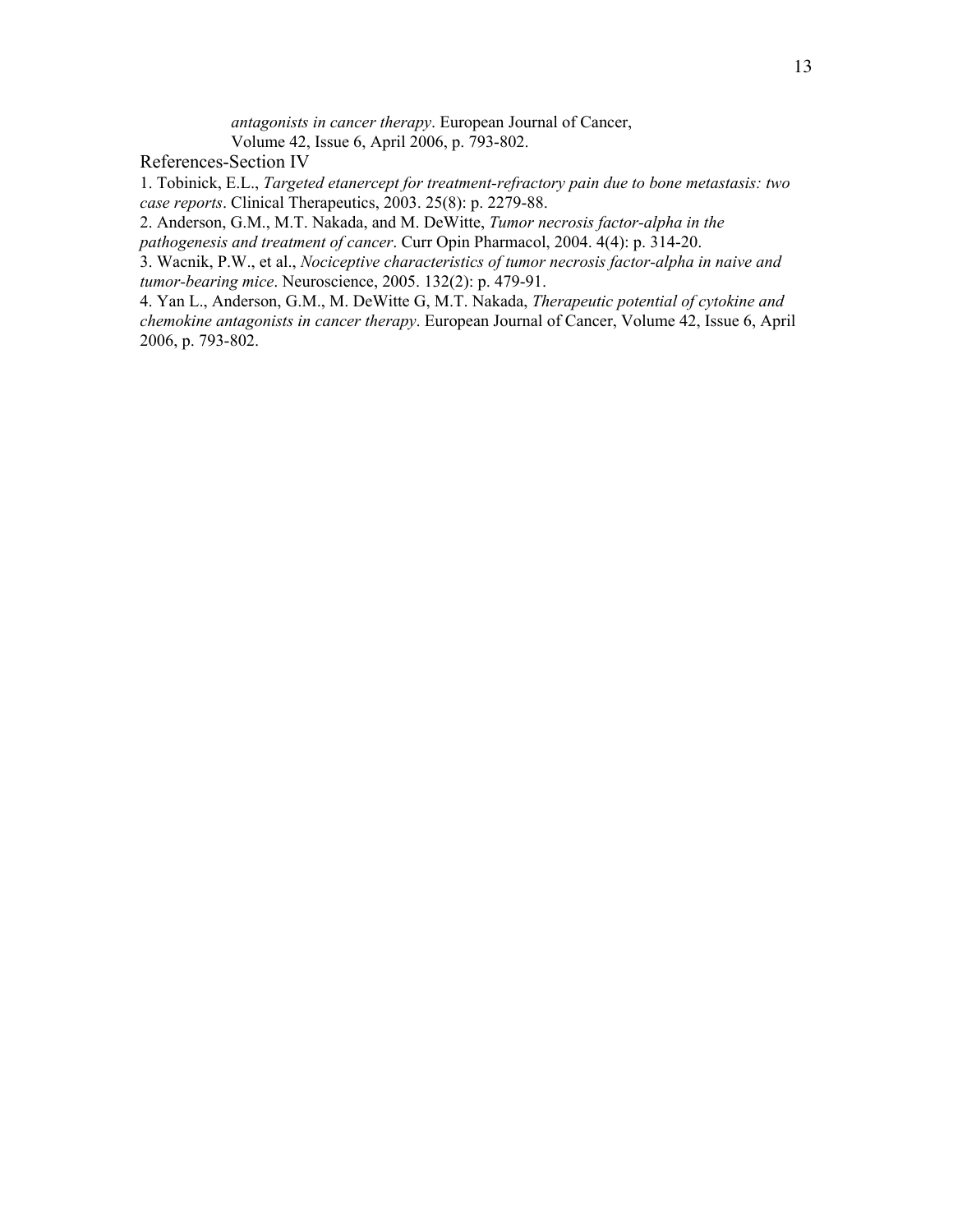*antagonists in cancer therapy*. European Journal of Cancer, Volume 42, Issue 6, April 2006, p. 793-802.

References-Section IV

1. Tobinick, E.L., *Targeted etanercept for treatment-refractory pain due to bone metastasis: two case reports*. Clinical Therapeutics, 2003. 25(8): p. 2279-88.
2. Anderson, G.M., M.T. Nakada, and M. DeWitte, *Tumor necrosis factor-alpha in the pathogenesis and treatment of cancer*. Curr Opin Pharmacol, 2004. 4(4): p. 314-20.
3. Wacnik, P.W., et al., *Nociceptive characteristics of tumor necrosis factor-alpha in naive and tumor-bearing mice*. Neuroscience, 2005. 132(2): p. 479-91.
4. Yan L., Anderson, G.M., M. DeWitte G, M.T. Nakada, *Therapeutic potential of cytokine and chemokine antagonists in cancer therapy*. European Journal of Cancer, Volume 42, Issue 6, April 2006, p. 793-802.